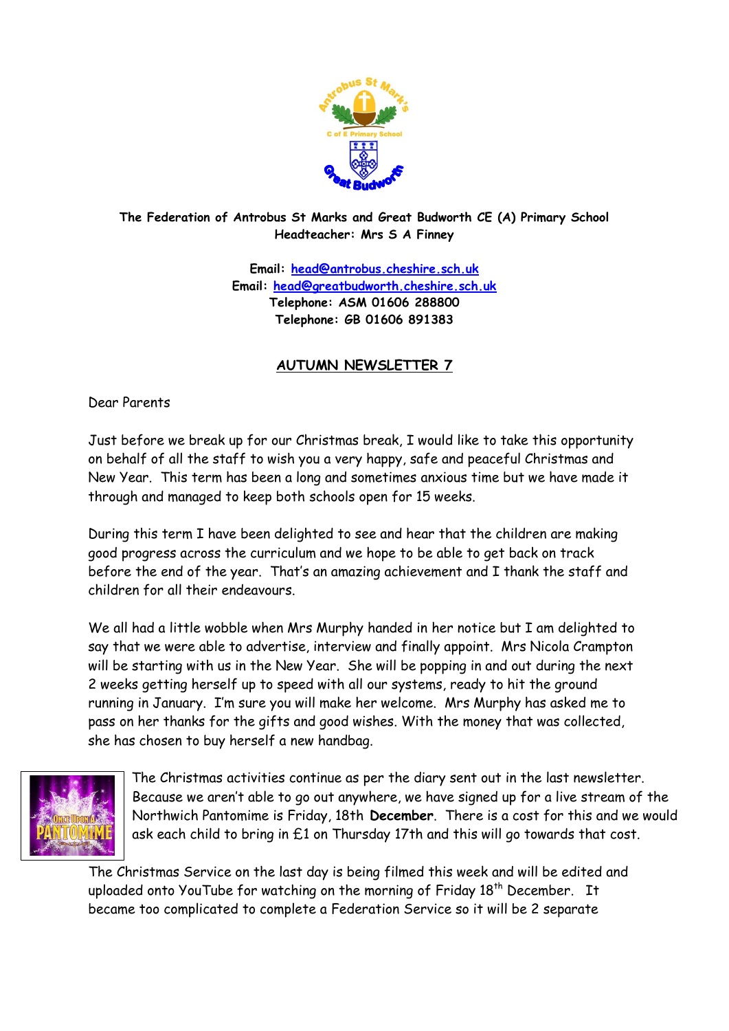**The Federation of Antrobus St Marks and Great Budworth CE (A) Primary School**
**Headteacher: Mrs S A Finney**

**Email: head@antrobus.cheshire.sch.uk**
**Email: head@greatbudworth.cheshire.sch.uk**
**Telephone: ASM 01606 288800**
**Telephone: GB 01606 891383**

## AUTUMN NEWSLETTER 7

Dear Parents

Just before we break up for our Christmas break, I would like to take this opportunity on behalf of all the staff to wish you a very happy, safe and peaceful Christmas and New Year. This term has been a long and sometimes anxious time but we have made it through and managed to keep both schools open for 15 weeks.

During this term I have been delighted to see and hear that the children are making good progress across the curriculum and we hope to be able to get back on track before the end of the year. That's an amazing achievement and I thank the staff and children for all their endeavours.

We all had a little wobble when Mrs Murphy handed in her notice but I am delighted to say that we were able to advertise, interview and finally appoint. Mrs Nicola Crampton will be starting with us in the New Year. She will be popping in and out during the next 2 weeks getting herself up to speed with all our systems, ready to hit the ground running in January. I'm sure you will make her welcome. Mrs Murphy has asked me to pass on her thanks for the gifts and good wishes. With the money that was collected, she has chosen to buy herself a new handbag.

The Christmas activities continue as per the diary sent out in the last newsletter. Because we aren't able to go out anywhere, we have signed up for a live stream of the Northwich Pantomime is Friday, 18th **December**. There is a cost for this and we would ask each child to bring in £1 on Thursday 17th and this will go towards that cost.

The Christmas Service on the last day is being filmed this week and will be edited and uploaded onto YouTube for watching on the morning of Friday 18th December. It became too complicated to complete a Federation Service so it will be 2 separate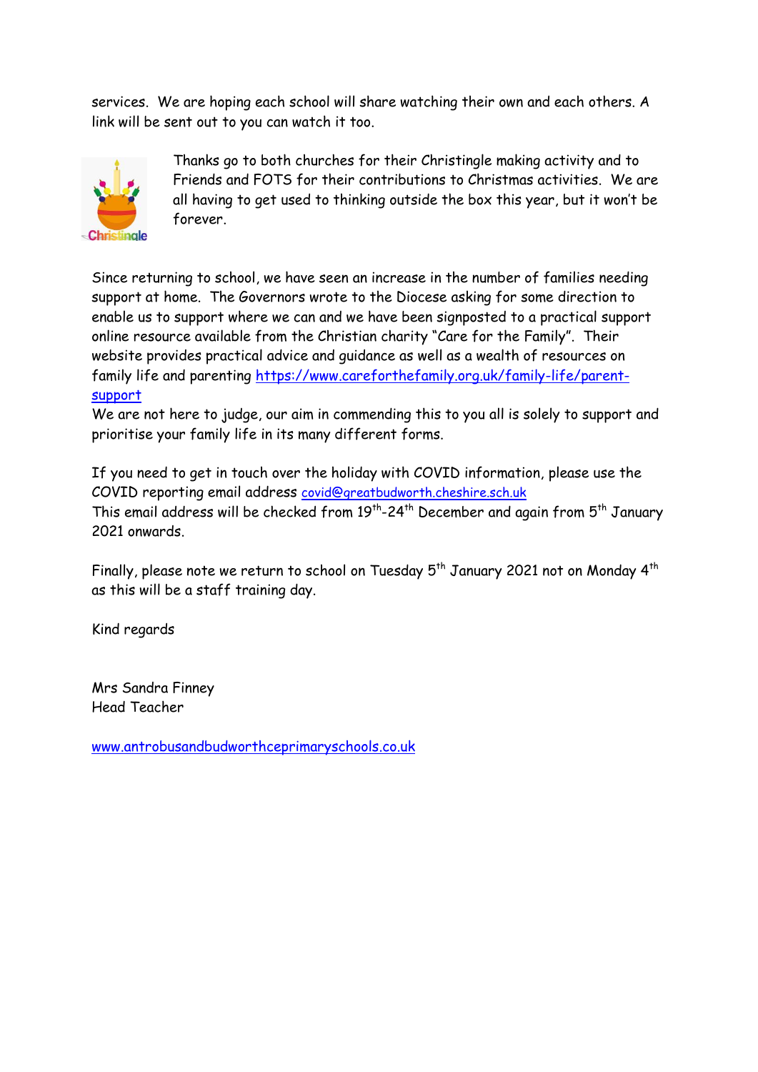services. We are hoping each school will share watching their own and each others. A link will be sent out to you can watch it too.

Thanks go to both churches for their Christingle making activity and to Friends and FOTS for their contributions to Christmas activities. We are all having to get used to thinking outside the box this year, but it won't be forever.

Since returning to school, we have seen an increase in the number of families needing support at home. The Governors wrote to the Diocese asking for some direction to enable us to support where we can and we have been signposted to a practical support online resource available from the Christian charity "Care for the Family". Their website provides practical advice and guidance as well as a wealth of resources on family life and parenting https://www.careforthefamily.org.uk/family-life/parent-support

We are not here to judge, our aim in commending this to you all is solely to support and prioritise your family life in its many different forms.

If you need to get in touch over the holiday with COVID information, please use the COVID reporting email address covid@greatbudworth.cheshire.sch.uk

This email address will be checked from 19th-24th December and again from 5th January 2021 onwards.

Finally, please note we return to school on Tuesday 5th January 2021 not on Monday 4th as this will be a staff training day.

Kind regards

Mrs Sandra Finney
Head Teacher

www.antrobusandbudworthceprimaryschools.co.uk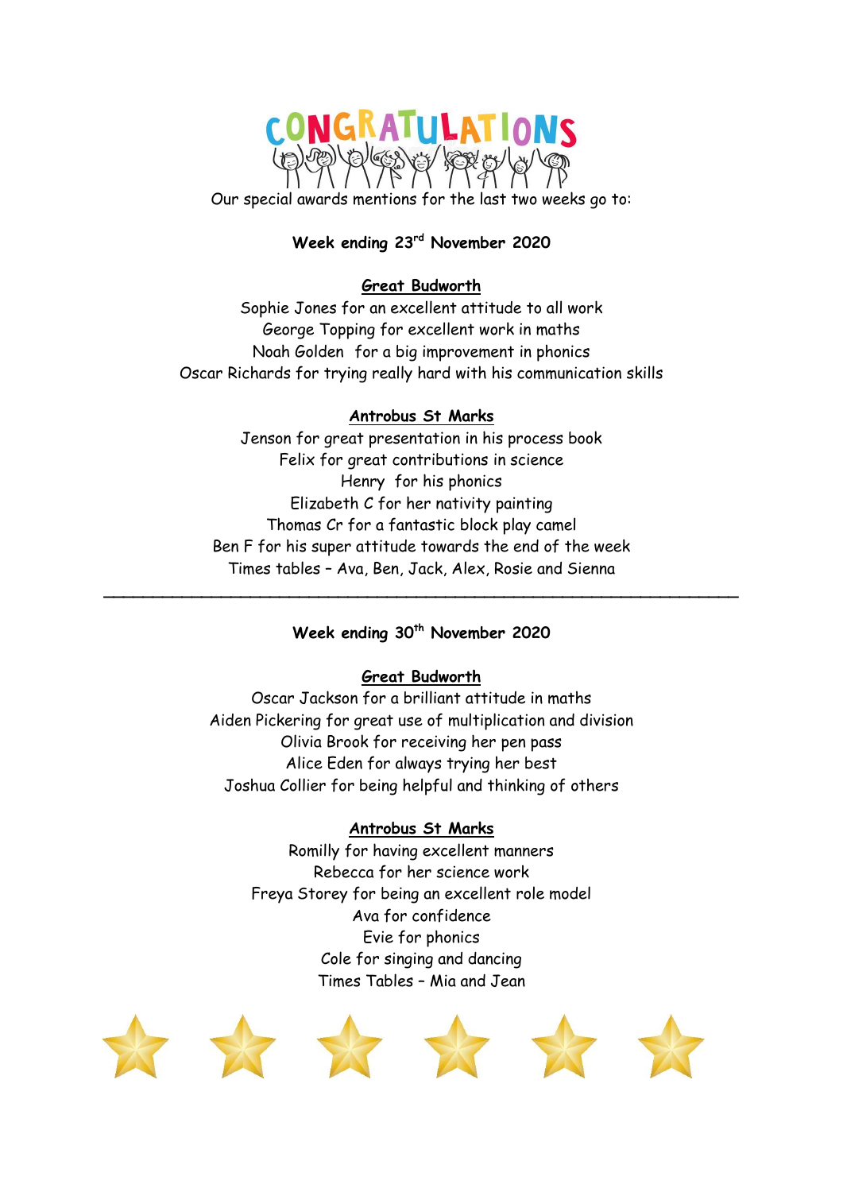# CONGRATULATIONS

Our special awards mentions for the last two weeks go to:

**Week ending 23rd November 2020**

**Great Budworth**

Sophie Jones for an excellent attitude to all work
George Topping for excellent work in maths
Noah Golden for a big improvement in phonics
Oscar Richards for trying really hard with his communication skills

**Antrobus St Marks**

Jenson for great presentation in his process book
Felix for great contributions in science
Henry for his phonics
Elizabeth C for her nativity painting
Thomas Cr for a fantastic block play camel
Ben F for his super attitude towards the end of the week
Times tables – Ava, Ben, Jack, Alex, Rosie and Sienna

---

**Week ending 30th November 2020**

**Great Budworth**

Oscar Jackson for a brilliant attitude in maths
Aiden Pickering for great use of multiplication and division
Olivia Brook for receiving her pen pass
Alice Eden for always trying her best
Joshua Collier for being helpful and thinking of others

**Antrobus St Marks**

Romilly for having excellent manners
Rebecca for her science work
Freya Storey for being an excellent role model
Ava for confidence
Evie for phonics
Cole for singing and dancing
Times Tables – Mia and Jean